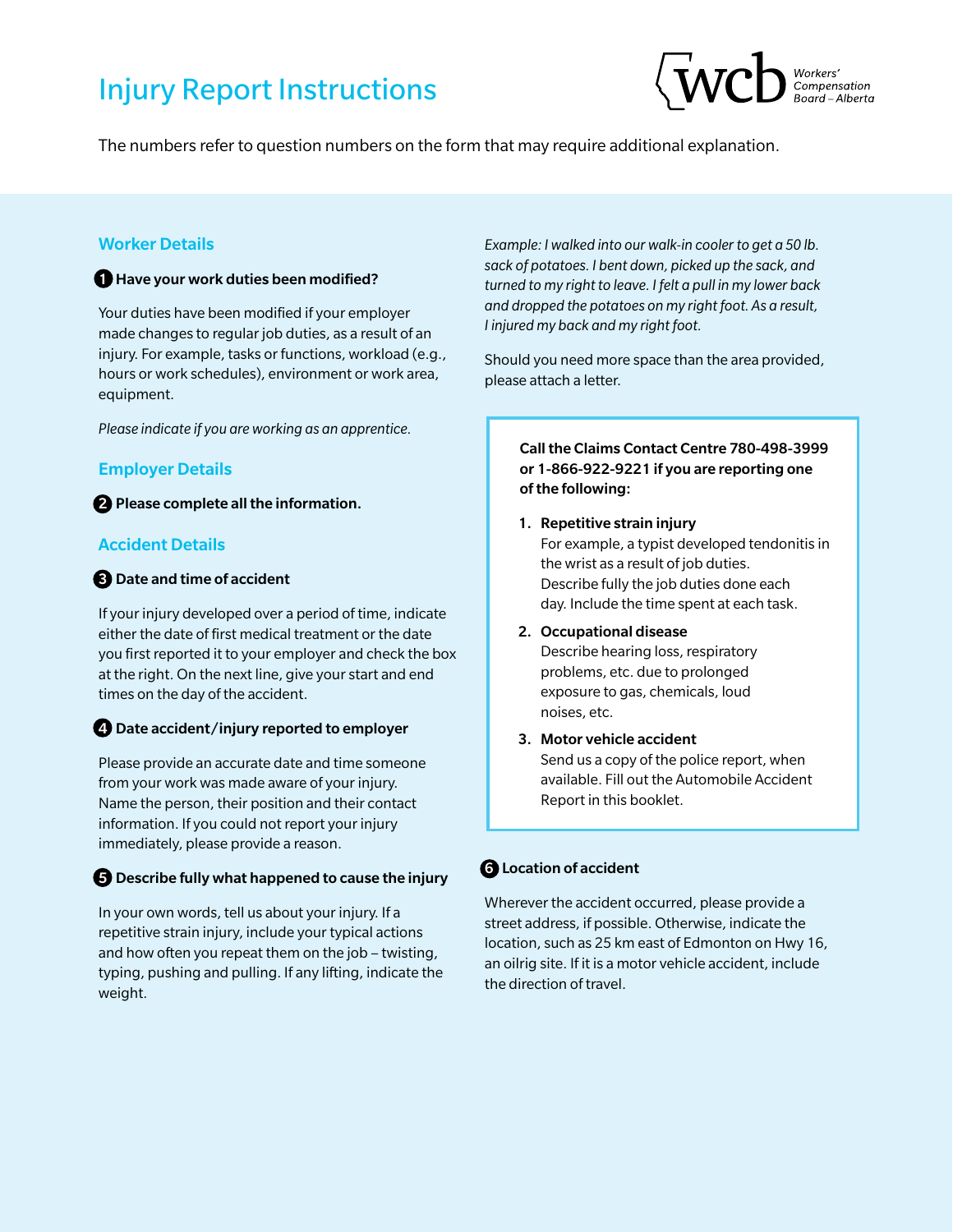# Injury Report Instructions

The numbers refer to question numbers on the form that may require additional explanation.

## Worker Details

### 1 Have your work duties been modified?

Your duties have been modified if your employer made changes to regular job duties, as a result of an injury. For example, tasks or functions, workload (e.g., hours or work schedules), environment or work area, equipment.

*Please indicate if you are working as an apprentice.*

## Employer Details

### 2 Please complete all the information.

## Accident Details

### 3 Date and time of accident

If your injury developed over a period of time, indicate either the date of first medical treatment or the date you first reported it to your employer and check the box at the right. On the next line, give your start and end times on the day of the accident.

### 4 Date accident/injury reported to employer

Please provide an accurate date and time someone from your work was made aware of your injury. Name the person, their position and their contact information. If you could not report your injury immediately, please provide a reason.

### 5 Describe fully what happened to cause the injury

In your own words, tell us about your injury. If a repetitive strain injury, include your typical actions and how often you repeat them on the job – twisting, typing, pushing and pulling. If any lifting, indicate the weight.

*Example: I walked into our walk-in cooler to get a 50 lb. sack of potatoes. I bent down, picked up the sack, and turned to my right to leave. I felt a pull in my lower back and dropped the potatoes on my right foot. As a result, I injured my back and my right foot.*

Should you need more space than the area provided, please attach a letter.

**Call the Claims Contact Centre 780-498-3999 or 1-866-922-9221 if you are reporting one of the following:**

1. **Repetitive strain injury**
   For example, a typist developed tendonitis in the wrist as a result of job duties. Describe fully the job duties done each day. Include the time spent at each task.
2. **Occupational disease**
   Describe hearing loss, respiratory problems, etc. due to prolonged exposure to gas, chemicals, loud noises, etc.
3. **Motor vehicle accident**
   Send us a copy of the police report, when available. Fill out the Automobile Accident Report in this booklet.

### 6 Location of accident

Wherever the accident occurred, please provide a street address, if possible. Otherwise, indicate the location, such as 25 km east of Edmonton on Hwy 16, an oilrig site. If it is a motor vehicle accident, include the direction of travel.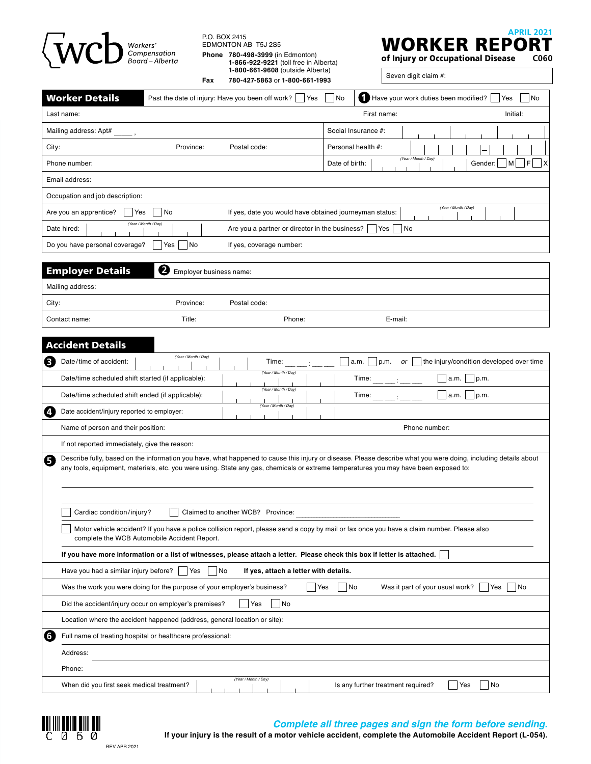Workers' Compensation Board – Alberta

P.O. BOX 2415
EDMONTON AB T5J 2S5
**Phone** **780-498-3999** (in Edmonton)
**1-866-922-9221** (toll free in Alberta)
**1-800-661-9608** (outside Alberta)
**Fax** **780-427-5863** or **1-800-661-1993**

APRIL 2021

# WORKER REPORT

**of Injury or Occupational Disease** **C060**

Seven digit claim #:

## Worker Details

Past the date of injury: Have you been off work? ☐ Yes ☐ No

**1** Have your work duties been modified? ☐ Yes ☐ No

Last name: First name: Initial:

Mailing address: Apt# ____ ,

Social Insurance #:

City: Province: Postal code:

Personal health #:

Phone number:

Date of birth: (Year / Month / Day)

Gender: ☐ M ☐ F ☐ X

Email address:

Occupation and job description:

Are you an apprentice? ☐ Yes ☐ No

If yes, date you would have obtained journeyman status: (Year / Month / Day)

Date hired: (Year / Month / Day)

Are you a partner or director in the business? ☐ Yes ☐ No

Do you have personal coverage? ☐ Yes ☐ No

If yes, coverage number:

## Employer Details

**2** Employer business name:

Mailing address:

City: Province: Postal code:

Contact name: Title: Phone: E-mail:

## Accident Details

**3** Date/time of accident: (Year / Month / Day) Time: __ __ : __ __ ☐ a.m. ☐ p.m. *or* ☐ the injury/condition developed over time

Date/time scheduled shift started (if applicable): (Year / Month / Day) Time: __ __ : __ __ ☐ a.m. ☐ p.m.

Date/time scheduled shift ended (if applicable): (Year / Month / Day) Time: __ __ : __ __ ☐ a.m. ☐ p.m.

**4** Date accident/injury reported to employer: (Year / Month / Day)

Name of person and their position: Phone number:

If not reported immediately, give the reason:

**5** Describe fully, based on the information you have, what happened to cause this injury or disease. Please describe what you were doing, including details about any tools, equipment, materials, etc. you were using. State any gas, chemicals or extreme temperatures you may have been exposed to:

☐ Cardiac condition/injury? ☐ Claimed to another WCB? Province: ______________________

☐ Motor vehicle accident? If you have a police collision report, please send a copy by mail or fax once you have a claim number. Please also complete the WCB Automobile Accident Report.

**If you have more information or a list of witnesses, please attach a letter. Please check this box if letter is attached.** ☐

Have you had a similar injury before? ☐ Yes ☐ No **If yes, attach a letter with details.**

Was the work you were doing for the purpose of your employer's business? ☐ Yes ☐ No

Was it part of your usual work? ☐ Yes ☐ No

Did the accident/injury occur on employer's premises? ☐ Yes ☐ No

Location where the accident happened (address, general location or site):

**6** Full name of treating hospital or healthcare professional:

Address:

Phone:

When did you first seek medical treatment? (Year / Month / Day)

Is any further treatment required? ☐ Yes ☐ No

C060

REV APR 2021

***Complete all three pages and sign the form before sending.***

**If your injury is the result of a motor vehicle accident, complete the Automobile Accident Report (L-054).**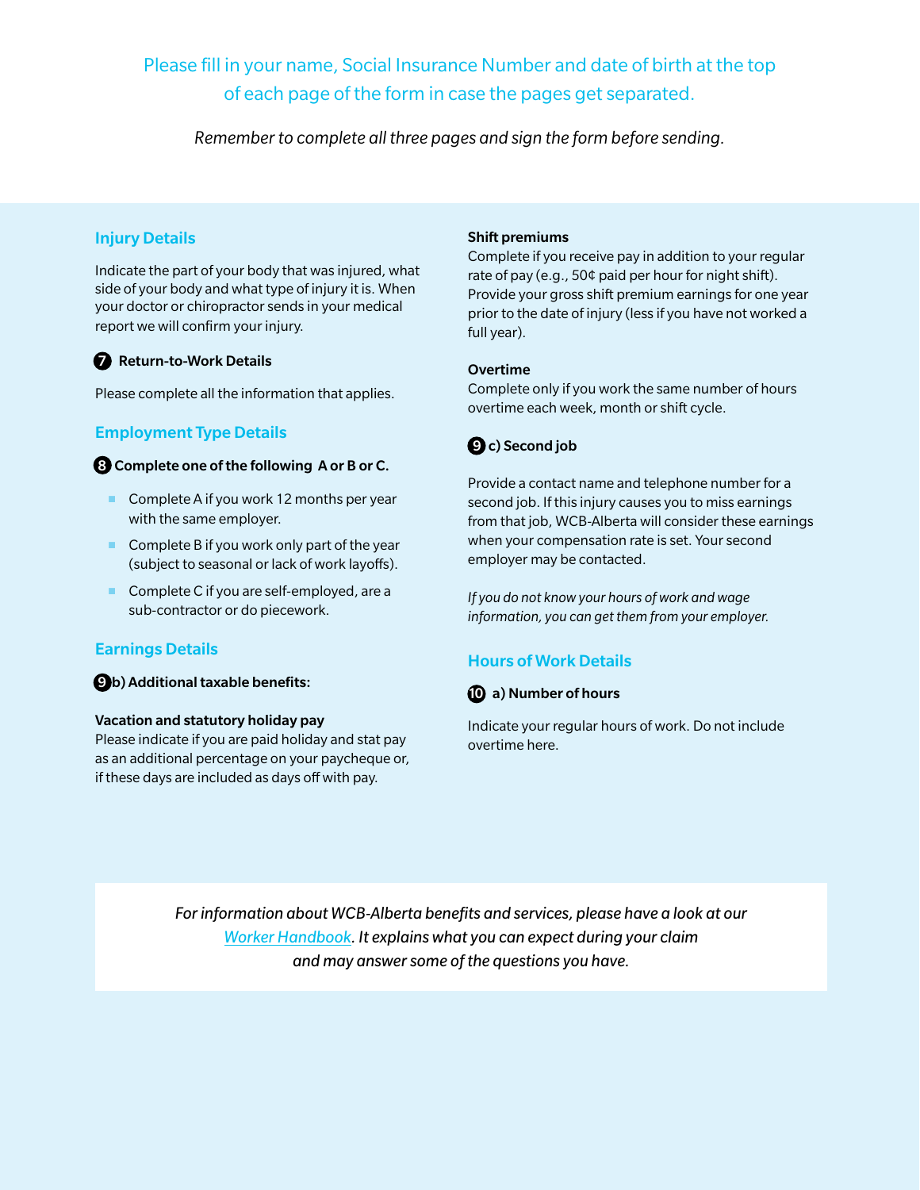Please fill in your name, Social Insurance Number and date of birth at the top of each page of the form in case the pages get separated.

*Remember to complete all three pages and sign the form before sending.*

## Injury Details

Indicate the part of your body that was injured, what side of your body and what type of injury it is. When your doctor or chiropractor sends in your medical report we will confirm your injury.

**7 Return-to-Work Details**

Please complete all the information that applies.

## Employment Type Details

**8 Complete one of the following A or B or C.**

- Complete A if you work 12 months per year with the same employer.
- Complete B if you work only part of the year (subject to seasonal or lack of work layoffs).
- Complete C if you are self-employed, are a sub-contractor or do piecework.

## Earnings Details

**9 b) Additional taxable benefits:**

**Vacation and statutory holiday pay**
Please indicate if you are paid holiday and stat pay as an additional percentage on your paycheque or, if these days are included as days off with pay.

**Shift premiums**
Complete if you receive pay in addition to your regular rate of pay (e.g., 50¢ paid per hour for night shift). Provide your gross shift premium earnings for one year prior to the date of injury (less if you have not worked a full year).

**Overtime**
Complete only if you work the same number of hours overtime each week, month or shift cycle.

**9 c) Second job**

Provide a contact name and telephone number for a second job. If this injury causes you to miss earnings from that job, WCB-Alberta will consider these earnings when your compensation rate is set. Your second employer may be contacted.

*If you do not know your hours of work and wage information, you can get them from your employer.*

## Hours of Work Details

**10 a) Number of hours**

Indicate your regular hours of work. Do not include overtime here.

*For information about WCB-Alberta benefits and services, please have a look at our Worker Handbook. It explains what you can expect during your claim and may answer some of the questions you have.*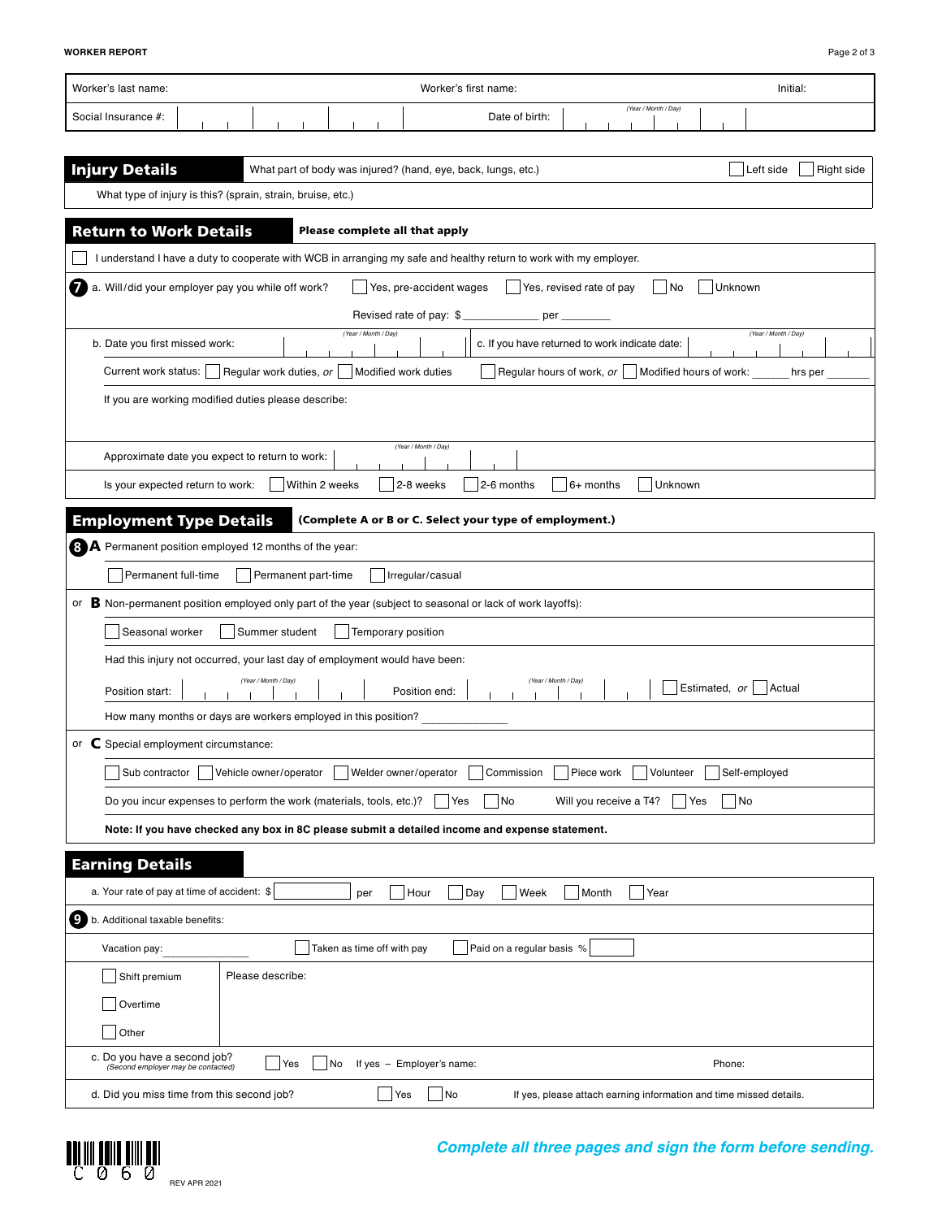**WORKER REPORT**

| Worker's last name: | Worker's first name: | Initial: |
|---|---|---|
| Social Insurance #: | Date of birth: *(Year / Month / Day)* | |

## Injury Details

What part of body was injured? (hand, eye, back, lungs, etc.) ☐ Left side ☐ Right side

What type of injury is this? (sprain, strain, bruise, etc.)

## Return to Work Details

**Please complete all that apply**

☐ I understand I have a duty to cooperate with WCB in arranging my safe and healthy return to work with my employer.

**7** a. Will/did your employer pay you while off work? ☐ Yes, pre-accident wages ☐ Yes, revised rate of pay ☐ No ☐ Unknown

Revised rate of pay: $ ____________ per ________

b. Date you first missed work: *(Year / Month / Day)*

c. If you have returned to work indicate date: *(Year / Month / Day)*

Current work status: ☐ Regular work duties, *or* ☐ Modified work duties ☐ Regular hours of work, *or* ☐ Modified hours of work: ______ hrs per _______

If you are working modified duties please describe:

Approximate date you expect to return to work: *(Year / Month / Day)*

Is your expected return to work: ☐ Within 2 weeks ☐ 2-8 weeks ☐ 2-6 months ☐ 6+ months ☐ Unknown

## Employment Type Details

**(Complete A or B or C. Select your type of employment.)**

**8** **A** Permanent position employed 12 months of the year:

☐ Permanent full-time ☐ Permanent part-time ☐ Irregular/casual

or **B** Non-permanent position employed only part of the year (subject to seasonal or lack of work layoffs):

☐ Seasonal worker ☐ Summer student ☐ Temporary position

Had this injury not occurred, your last day of employment would have been:

Position start: *(Year / Month / Day)* Position end: *(Year / Month / Day)* ☐ Estimated, *or* ☐ Actual

How many months or days are workers employed in this position? _____________

or **C** Special employment circumstance:

☐ Sub contractor ☐ Vehicle owner/operator ☐ Welder owner/operator ☐ Commission ☐ Piece work ☐ Volunteer ☐ Self-employed

Do you incur expenses to perform the work (materials, tools, etc.)? ☐ Yes ☐ No Will you receive a T4? ☐ Yes ☐ No

**Note: If you have checked any box in 8C please submit a detailed income and expense statement.**

## Earning Details

a. Your rate of pay at time of accident: $ ________ per ☐ Hour ☐ Day ☐ Week ☐ Month ☐ Year

**9** b. Additional taxable benefits:

Vacation pay: ______________ ☐ Taken as time off with pay ☐ Paid on a regular basis % ______

☐ Shift premium
☐ Overtime
☐ Other

Please describe:

c. Do you have a second job? *(Second employer may be contacted)* ☐ Yes ☐ No If yes – Employer's name: Phone:

d. Did you miss time from this second job? ☐ Yes ☐ No If yes, please attach earning information and time missed details.

C060

REV APR 2021

***Complete all three pages and sign the form before sending.***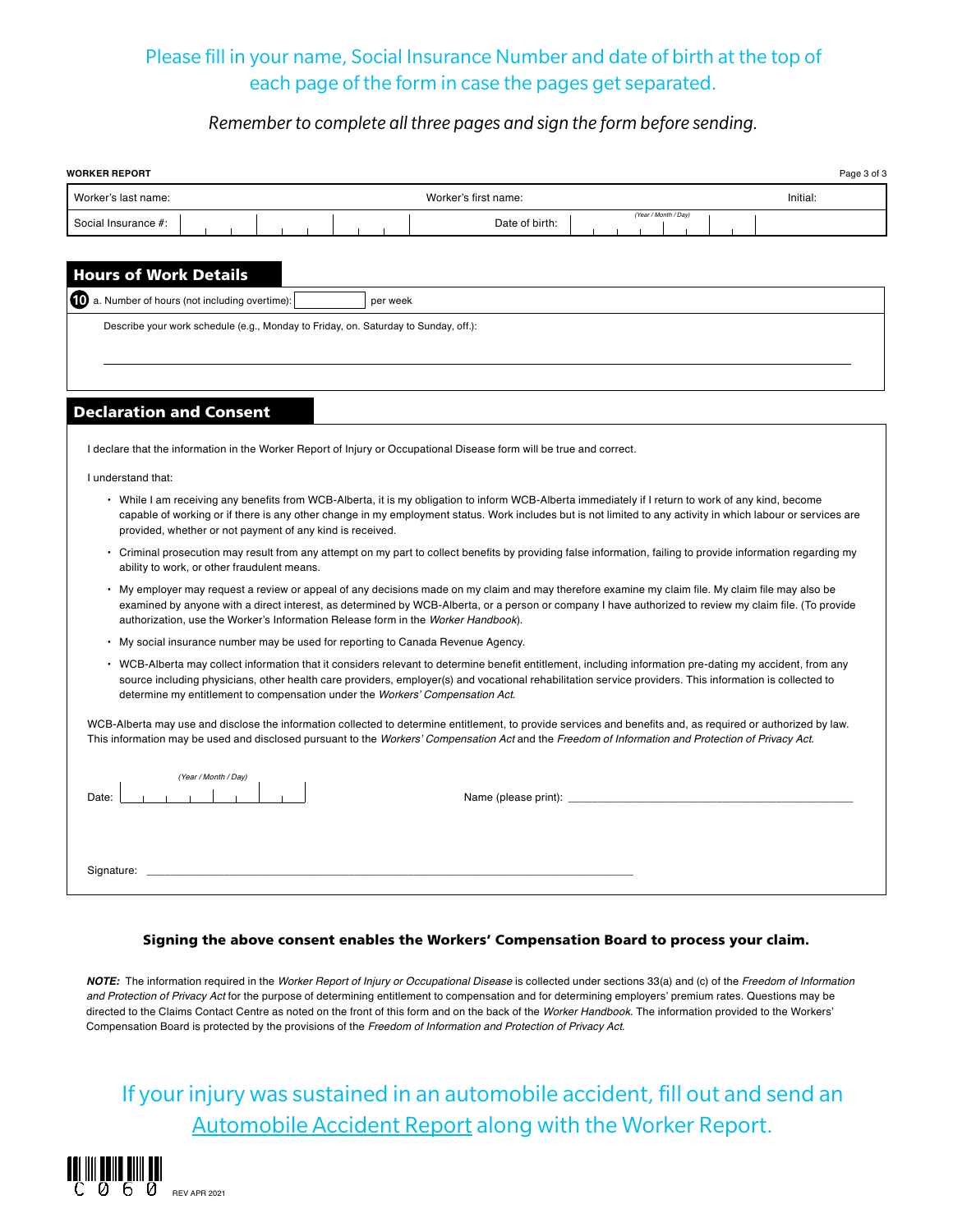Please fill in your name, Social Insurance Number and date of birth at the top of each page of the form in case the pages get separated.

*Remember to complete all three pages and sign the form before sending.*

**WORKER REPORT**

| | | |
|---|---|---|
| Worker's last name: | Worker's first name: | Initial: |
| Social Insurance #: | Date of birth: (Year / Month / Day) | |

## Hours of Work Details

**10** a. Number of hours (not including overtime): ______ per week

Describe your work schedule (e.g., Monday to Friday, on. Saturday to Sunday, off.):

______________________________________________

## Declaration and Consent

I declare that the information in the Worker Report of Injury or Occupational Disease form will be true and correct.

I understand that:

- While I am receiving any benefits from WCB-Alberta, it is my obligation to inform WCB-Alberta immediately if I return to work of any kind, become capable of working or if there is any other change in my employment status. Work includes but is not limited to any activity in which labour or services are provided, whether or not payment of any kind is received.
- Criminal prosecution may result from any attempt on my part to collect benefits by providing false information, failing to provide information regarding my ability to work, or other fraudulent means.
- My employer may request a review or appeal of any decisions made on my claim and may therefore examine my claim file. My claim file may also be examined by anyone with a direct interest, as determined by WCB-Alberta, or a person or company I have authorized to review my claim file. (To provide authorization, use the Worker's Information Release form in the *Worker Handbook*).
- My social insurance number may be used for reporting to Canada Revenue Agency.
- WCB-Alberta may collect information that it considers relevant to determine benefit entitlement, including information pre-dating my accident, from any source including physicians, other health care providers, employer(s) and vocational rehabilitation service providers. This information is collected to determine my entitlement to compensation under the *Workers' Compensation Act*.

WCB-Alberta may use and disclose the information collected to determine entitlement, to provide services and benefits and, as required or authorized by law. This information may be used and disclosed pursuant to the *Workers' Compensation Act* and the *Freedom of Information and Protection of Privacy Act*.

Date: (Year / Month / Day) ______ Name (please print): ______________________

Signature: ______________________________________________

**Signing the above consent enables the Workers' Compensation Board to process your claim.**

***NOTE:*** The information required in the *Worker Report of Injury or Occupational Disease* is collected under sections 33(a) and (c) of the *Freedom of Information and Protection of Privacy Act* for the purpose of determining entitlement to compensation and for determining employers' premium rates. Questions may be directed to the Claims Contact Centre as noted on the front of this form and on the back of the *Worker Handbook*. The information provided to the Workers' Compensation Board is protected by the provisions of the *Freedom of Information and Protection of Privacy Act*.

If your injury was sustained in an automobile accident, fill out and send an Automobile Accident Report along with the Worker Report.

C060 REV APR 2021